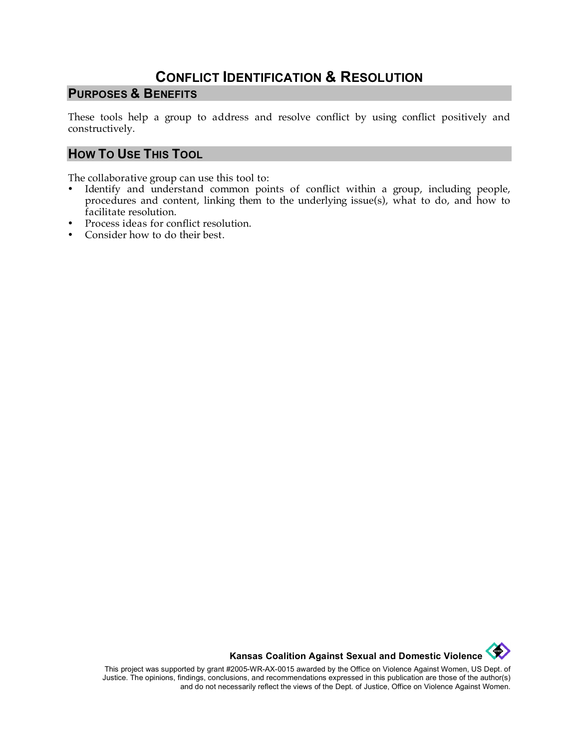# Conflict Identification & Resolution

## Purposes & Benefits

These tools help a group to address and resolve conflict by using conflict positively and constructively.

## How To Use This Tool

The collaborative group can use this tool to:

- Identify and understand common points of conflict within a group, including people, procedures and content, linking them to the underlying issue(s), what to do, and how to facilitate resolution.
- Process ideas for conflict resolution.
- Consider how to do their best.

**Kansas Coalition Against Sexual and Domestic Violence**

This project was supported by grant #2005-WR-AX-0015 awarded by the Office on Violence Against Women, US Dept. of Justice. The opinions, findings, conclusions, and recommendations expressed in this publication are those of the author(s) and do not necessarily reflect the views of the Dept. of Justice, Office on Violence Against Women.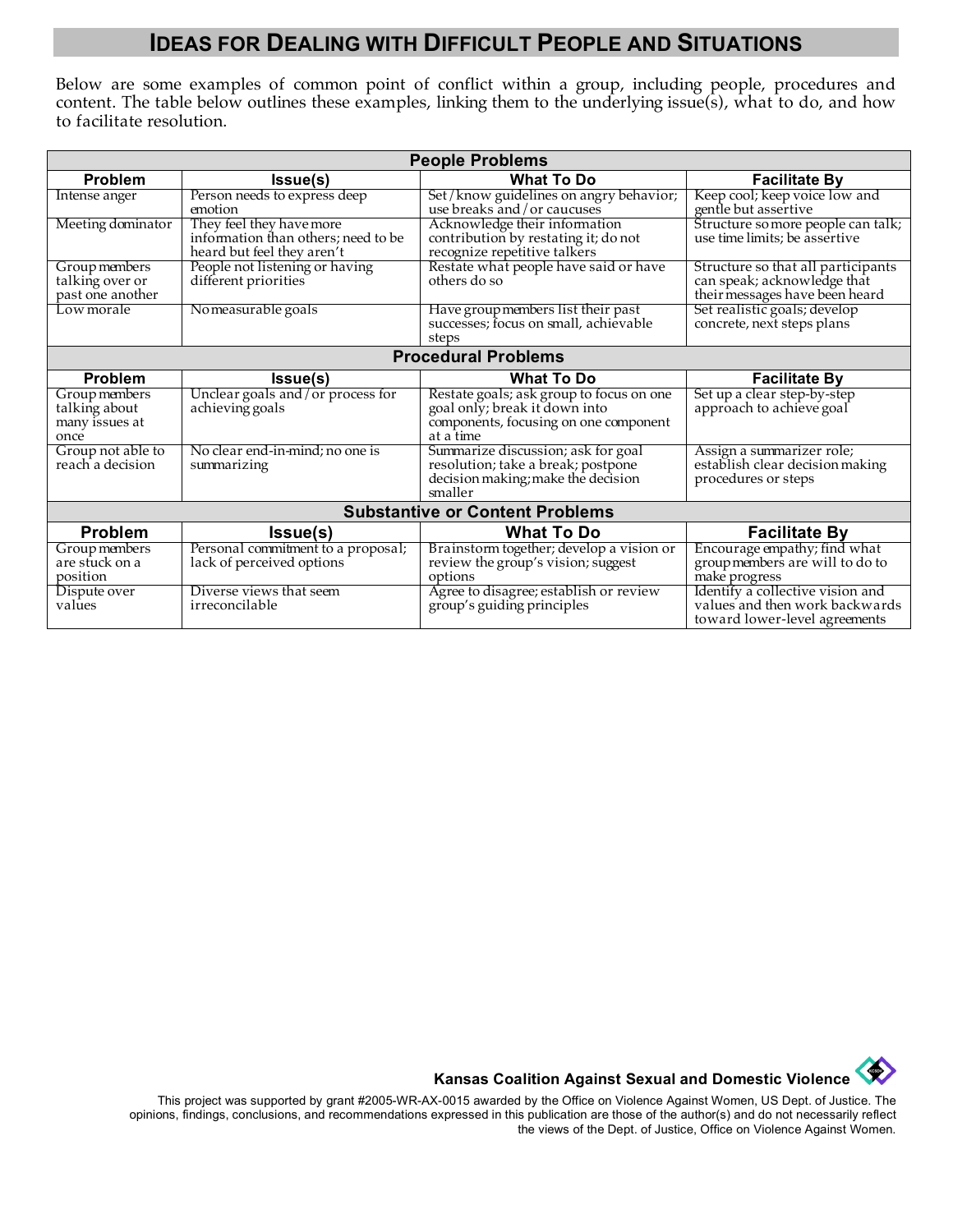# Ideas for Dealing with Difficult People and Situations

Below are some examples of common point of conflict within a group, including people, procedures and content. The table below outlines these examples, linking them to the underlying issue(s), what to do, and how to facilitate resolution.

| **People Problems** | | | |
|---|---|---|---|
| **Problem** | **Issue(s)** | **What To Do** | **Facilitate By** |
| Intense anger | Person needs to express deep emotion | Set/know guidelines on angry behavior; use breaks and/or caucuses | Keep cool; keep voice low and gentle but assertive |
| Meeting dominator | They feel they have more information than others; need to be heard but feel they aren't | Acknowledge their information contribution by restating it; do not recognize repetitive talkers | Structure so more people can talk; use time limits; be assertive |
| Group members talking over or past one another | People not listening or having different priorities | Restate what people have said or have others do so | Structure so that all participants can speak; acknowledge that their messages have been heard |
| Low morale | No measurable goals | Have group members list their past successes; focus on small, achievable steps | Set realistic goals; develop concrete, next steps plans |
| **Procedural Problems** | | | |
| **Problem** | **Issue(s)** | **What To Do** | **Facilitate By** |
| Group members talking about many issues at once | Unclear goals and/or process for achieving goals | Restate goals; ask group to focus on one goal only; break it down into components, focusing on one component at a time | Set up a clear step-by-step approach to achieve goal |
| Group not able to reach a decision | No clear end-in-mind; no one is summarizing | Summarize discussion; ask for goal resolution; take a break; postpone decision making; make the decision smaller | Assign a summarizer role; establish clear decision making procedures or steps |
| **Substantive or Content Problems** | | | |
| **Problem** | **Issue(s)** | **What To Do** | **Facilitate By** |
| Group members are stuck on a position | Personal commitment to a proposal; lack of perceived options | Brainstorm together; develop a vision or review the group's vision; suggest options | Encourage empathy; find what group members are will to do to make progress |
| Dispute over values | Diverse views that seem irreconcilable | Agree to disagree; establish or review group's guiding principles | Identify a collective vision and values and then work backwards toward lower-level agreements |

**Kansas Coalition Against Sexual and Domestic Violence**

This project was supported by grant #2005-WR-AX-0015 awarded by the Office on Violence Against Women, US Dept. of Justice. The opinions, findings, conclusions, and recommendations expressed in this publication are those of the author(s) and do not necessarily reflect the views of the Dept. of Justice, Office on Violence Against Women.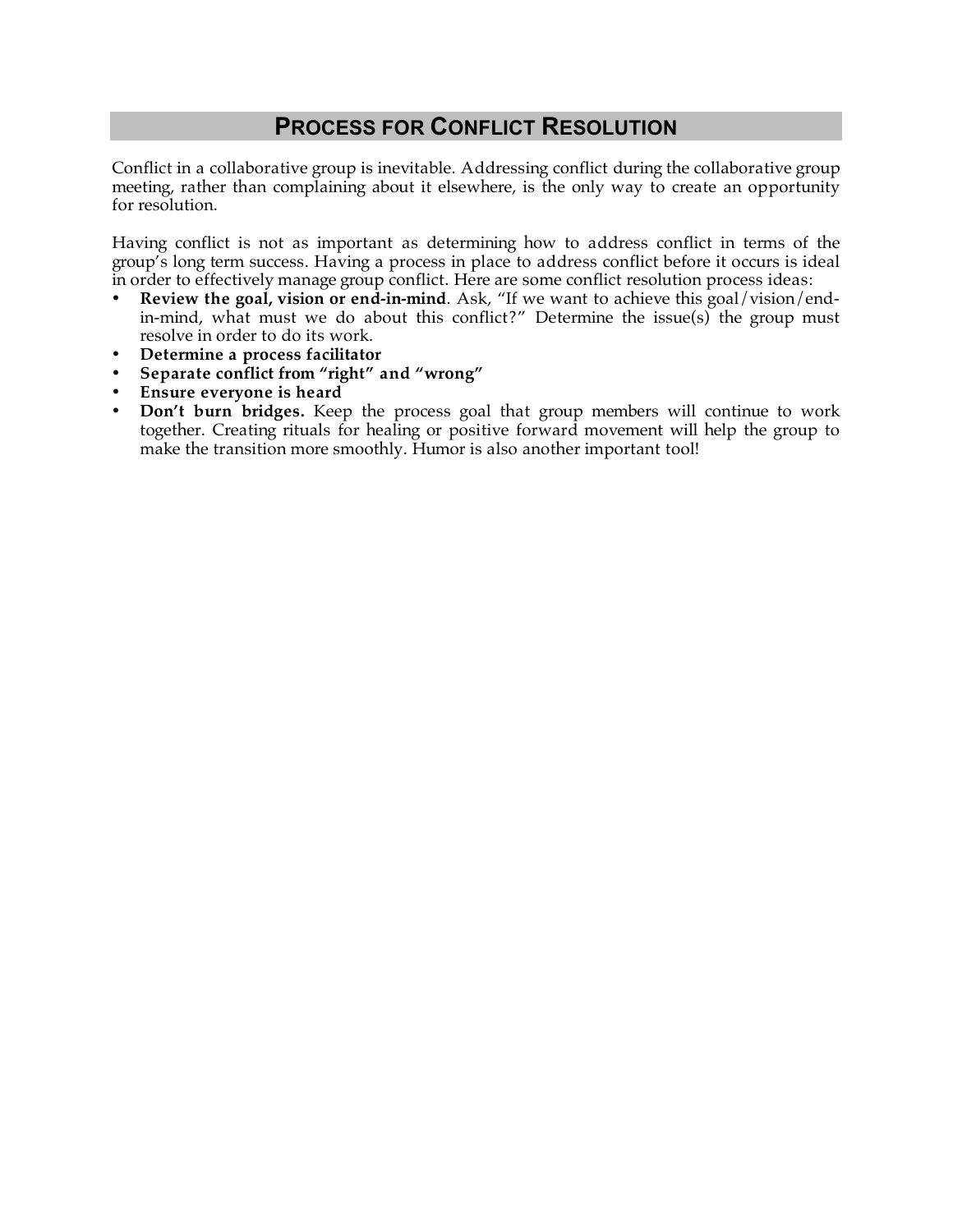## PROCESS FOR CONFLICT RESOLUTION

Conflict in a collaborative group is inevitable. Addressing conflict during the collaborative group meeting, rather than complaining about it elsewhere, is the only way to create an opportunity for resolution.

Having conflict is not as important as determining how to address conflict in terms of the group's long term success. Having a process in place to address conflict before it occurs is ideal in order to effectively manage group conflict. Here are some conflict resolution process ideas:

- **Review the goal, vision or end-in-mind**. Ask, "If we want to achieve this goal/vision/end-in-mind, what must we do about this conflict?" Determine the issue(s) the group must resolve in order to do its work.
- **Determine a process facilitator**
- **Separate conflict from "right" and "wrong"**
- **Ensure everyone is heard**
- **Don't burn bridges.** Keep the process goal that group members will continue to work together. Creating rituals for healing or positive forward movement will help the group to make the transition more smoothly. Humor is also another important tool!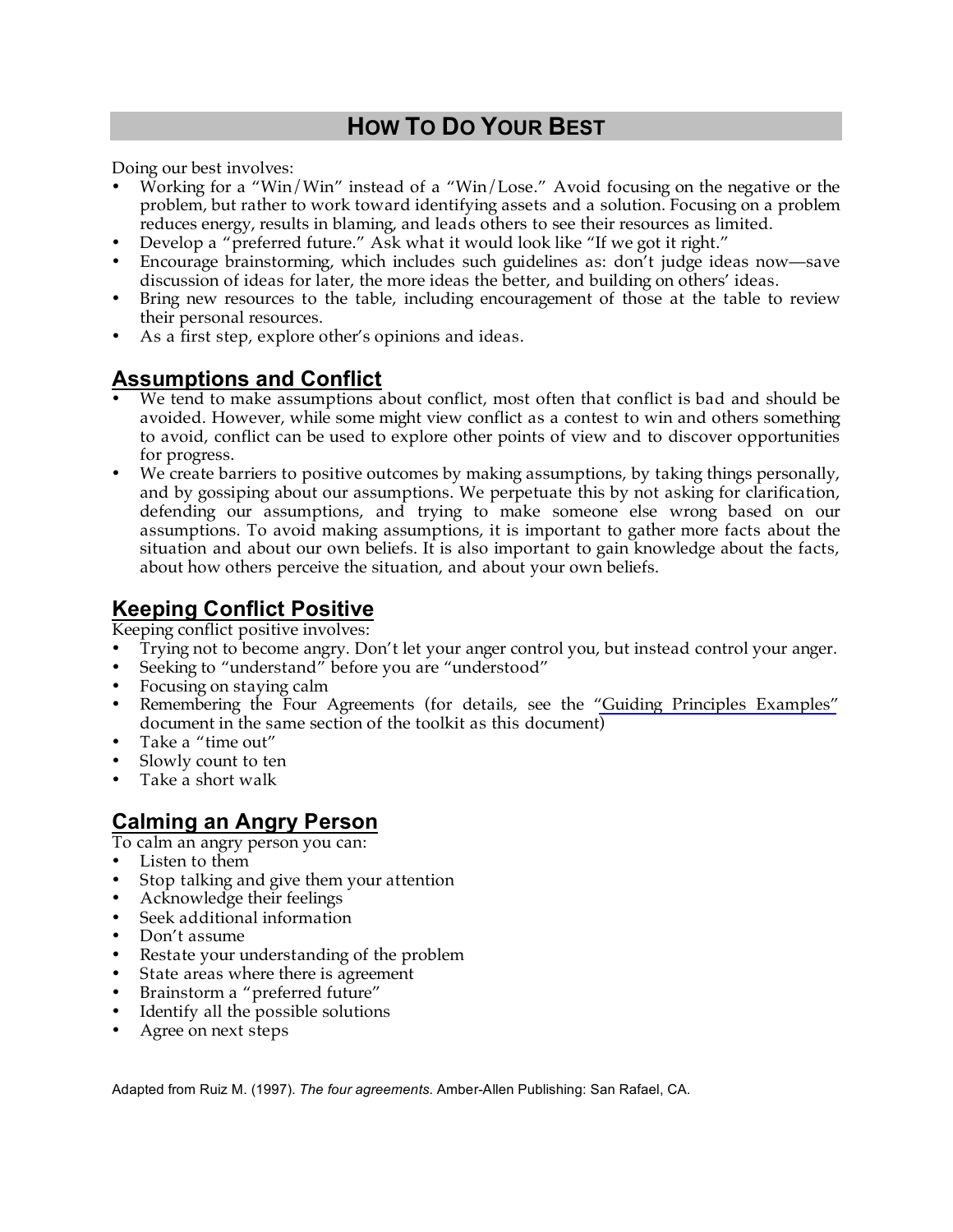# HOW TO DO YOUR BEST

Doing our best involves:

- Working for a "Win/Win" instead of a "Win/Lose." Avoid focusing on the negative or the problem, but rather to work toward identifying assets and a solution. Focusing on a problem reduces energy, results in blaming, and leads others to see their resources as limited.
- Develop a "preferred future." Ask what it would look like "If we got it right."
- Encourage brainstorming, which includes such guidelines as: don't judge ideas now—save discussion of ideas for later, the more ideas the better, and building on others' ideas.
- Bring new resources to the table, including encouragement of those at the table to review their personal resources.
- As a first step, explore other's opinions and ideas.

## Assumptions and Conflict

- We tend to make assumptions about conflict, most often that conflict is bad and should be avoided. However, while some might view conflict as a contest to win and others something to avoid, conflict can be used to explore other points of view and to discover opportunities for progress.
- We create barriers to positive outcomes by making assumptions, by taking things personally, and by gossiping about our assumptions. We perpetuate this by not asking for clarification, defending our assumptions, and trying to make someone else wrong based on our assumptions. To avoid making assumptions, it is important to gather more facts about the situation and about our own beliefs. It is also important to gain knowledge about the facts, about how others perceive the situation, and about your own beliefs.

## Keeping Conflict Positive

Keeping conflict positive involves:

- Trying not to become angry. Don't let your anger control you, but instead control your anger.
- Seeking to "understand" before you are "understood"
- Focusing on staying calm
- Remembering the Four Agreements (for details, see the "Guiding Principles Examples" document in the same section of the toolkit as this document)
- Take a "time out"
- Slowly count to ten
- Take a short walk

## Calming an Angry Person

To calm an angry person you can:

- Listen to them
- Stop talking and give them your attention
- Acknowledge their feelings
- Seek additional information
- Don't assume
- Restate your understanding of the problem
- State areas where there is agreement
- Brainstorm a "preferred future"
- Identify all the possible solutions
- Agree on next steps

Adapted from Ruiz M. (1997). *The four agreements.* Amber-Allen Publishing: San Rafael, CA.